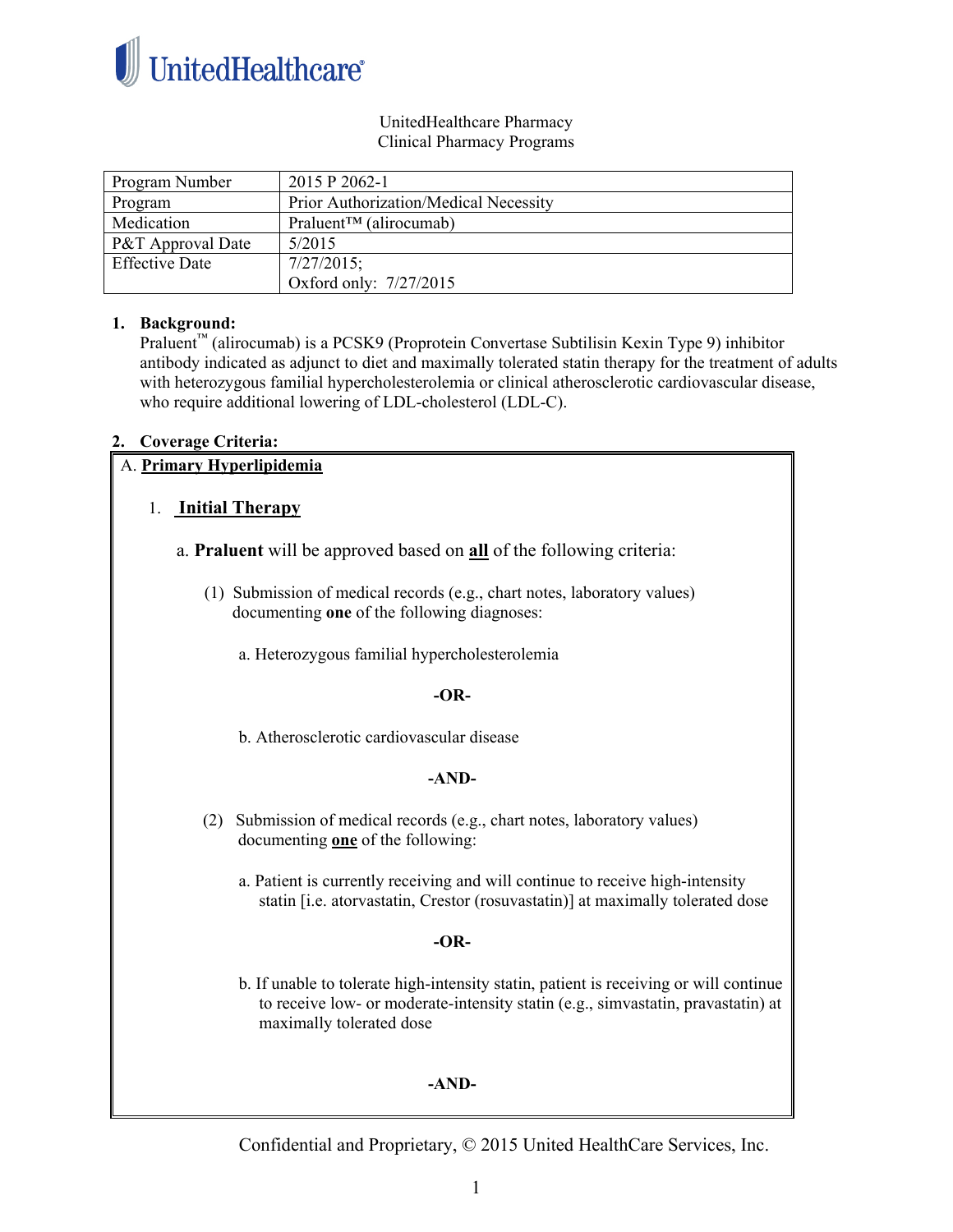UnitedHealthcare

UnitedHealthcare Pharmacy
Clinical Pharmacy Programs

| Program Number | 2015 P 2062-1 |
|---|---|
| Program | Prior Authorization/Medical Necessity |
| Medication | Praluent™ (alirocumab) |
| P&T Approval Date | 5/2015 |
| Effective Date | 7/27/2015; Oxford only: 7/27/2015 |

**1. Background:**

Praluent™ (alirocumab) is a PCSK9 (Proprotein Convertase Subtilisin Kexin Type 9) inhibitor antibody indicated as adjunct to diet and maximally tolerated statin therapy for the treatment of adults with heterozygous familial hypercholesterolemia or clinical atherosclerotic cardiovascular disease, who require additional lowering of LDL-cholesterol (LDL-C).

**2. Coverage Criteria:**

A. **Primary Hyperlipidemia**

1. **Initial Therapy**

   a. **Praluent** will be approved based on **all** of the following criteria:

   (1) Submission of medical records (e.g., chart notes, laboratory values) documenting **one** of the following diagnoses:

   a. Heterozygous familial hypercholesterolemia

   **-OR-**

   b. Atherosclerotic cardiovascular disease

   **-AND-**

   (2) Submission of medical records (e.g., chart notes, laboratory values) documenting **one** of the following:

   a. Patient is currently receiving and will continue to receive high-intensity statin [i.e. atorvastatin, Crestor (rosuvastatin)] at maximally tolerated dose

   **-OR-**

   b. If unable to tolerate high-intensity statin, patient is receiving or will continue to receive low- or moderate-intensity statin (e.g., simvastatin, pravastatin) at maximally tolerated dose

   **-AND-**

Confidential and Proprietary, © 2015 United HealthCare Services, Inc.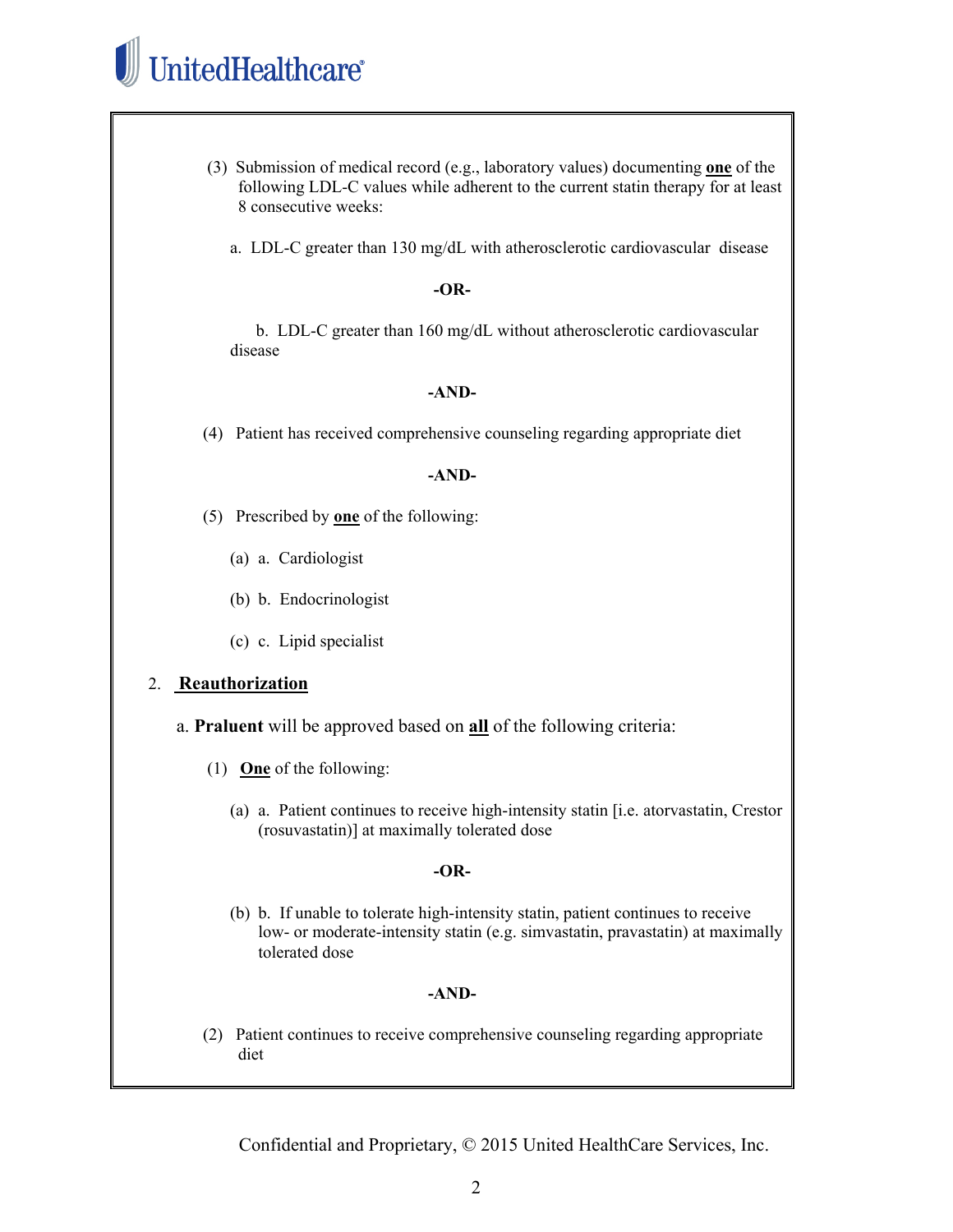(3) Submission of medical record (e.g., laboratory values) documenting **one** of the following LDL-C values while adherent to the current statin therapy for at least 8 consecutive weeks:

a. LDL-C greater than 130 mg/dL with atherosclerotic cardiovascular disease

**-OR-**

b. LDL-C greater than 160 mg/dL without atherosclerotic cardiovascular disease

**-AND-**

(4) Patient has received comprehensive counseling regarding appropriate diet

**-AND-**

(5) Prescribed by **one** of the following:

(a) a. Cardiologist

(b) b. Endocrinologist

(c) c. Lipid specialist

2. **Reauthorization**

a. **Praluent** will be approved based on **all** of the following criteria:

(1) **One** of the following:

(a) a. Patient continues to receive high-intensity statin [i.e. atorvastatin, Crestor (rosuvastatin)] at maximally tolerated dose

**-OR-**

(b) b. If unable to tolerate high-intensity statin, patient continues to receive low- or moderate-intensity statin (e.g. simvastatin, pravastatin) at maximally tolerated dose

**-AND-**

(2) Patient continues to receive comprehensive counseling regarding appropriate diet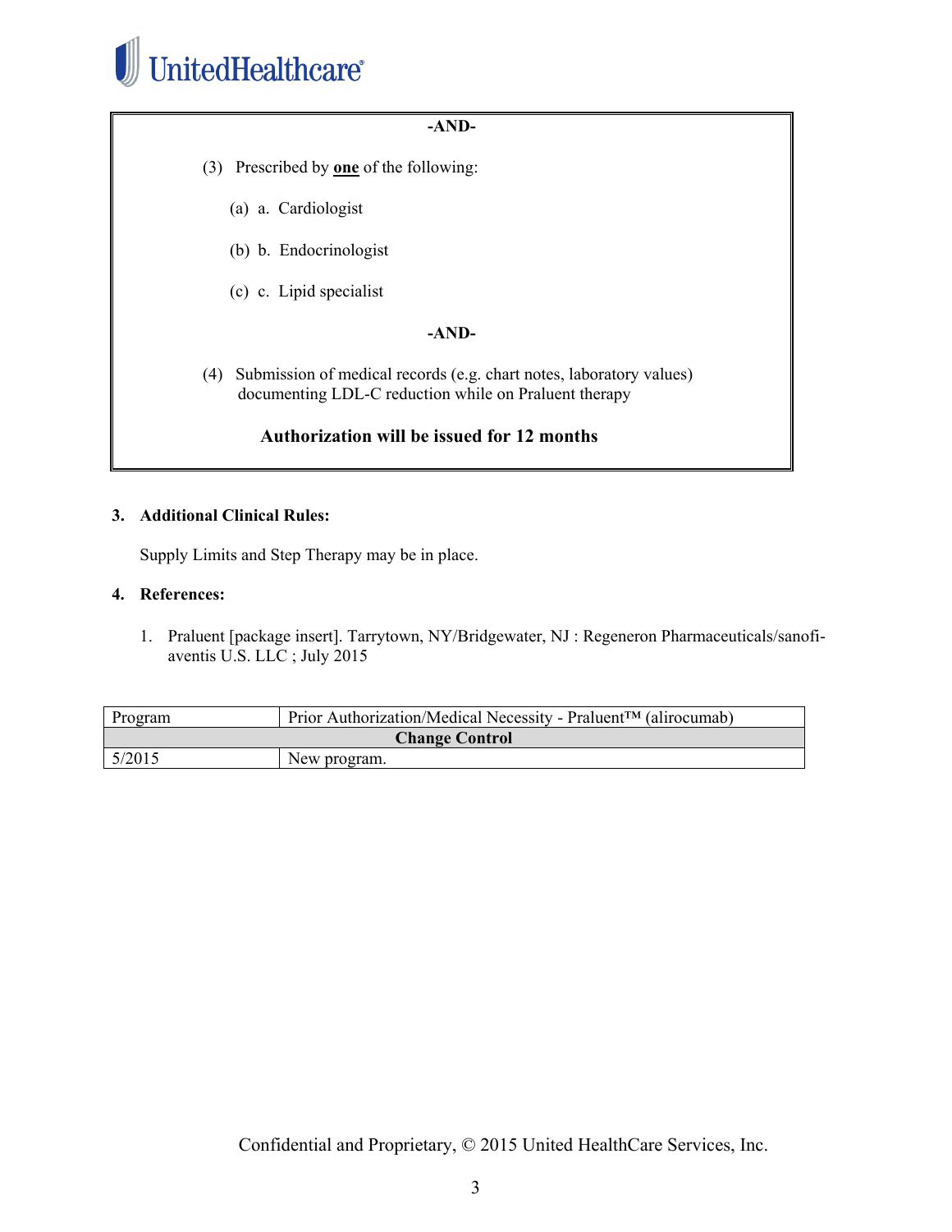-AND-

(3) Prescribed by **one** of the following:

(a) a. Cardiologist

(b) b. Endocrinologist

(c) c. Lipid specialist

-AND-

(4) Submission of medical records (e.g. chart notes, laboratory values) documenting LDL-C reduction while on Praluent therapy

**Authorization will be issued for 12 months**

**3. Additional Clinical Rules:**

Supply Limits and Step Therapy may be in place.

**4. References:**

1. Praluent [package insert]. Tarrytown, NY/Bridgewater, NJ : Regeneron Pharmaceuticals/sanofi-aventis U.S. LLC ; July 2015

| Program | Prior Authorization/Medical Necessity - Praluent™ (alirocumab) |
| --- | --- |
| **Change Control** | |
| 5/2015 | New program. |

Confidential and Proprietary, © 2015 United HealthCare Services, Inc.